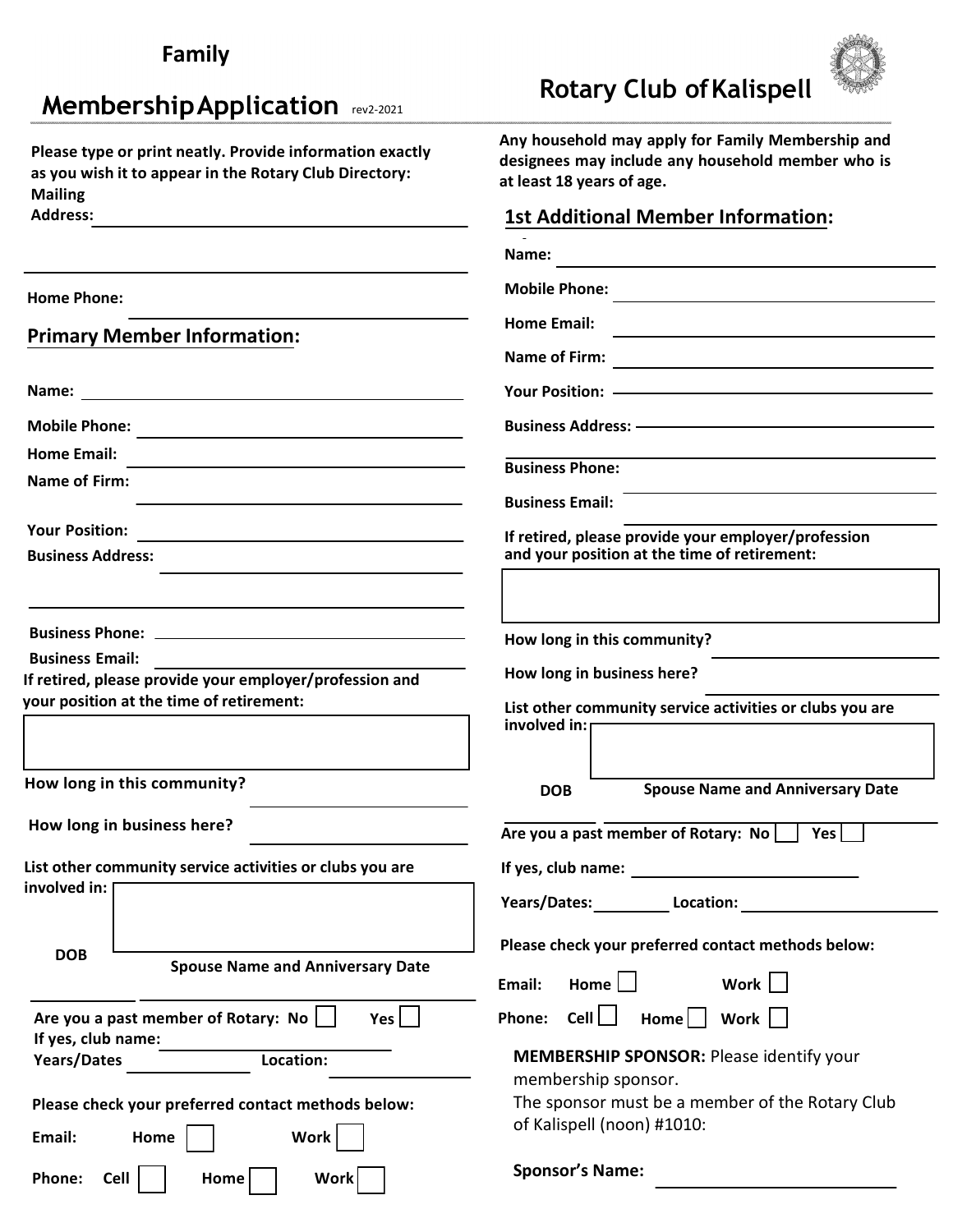# Family

# Membership Application

rev2-2021

## Rotary Club of Kalispell

**Please type or print neatly. Provide information exactly as you wish it to appear in the Rotary Club Directory:**

**Mailing Address:** ______________________________

______________________________

**Home Phone:** ______________________________

## Primary Member Information:

**Name:** ______________________________

**Mobile Phone:** ______________________________

**Home Email:** ______________________________

**Name of Firm:** ______________________________

**Your Position:** ______________________________

**Business Address:** ______________________________

______________________________

**Business Phone:** ______________________________

**Business Email:** ______________________________

**If retired, please provide your employer/profession and your position at the time of retirement:**

[ ]

**How long in this community?** ______________________________

**How long in business here?** ______________________________

**List other community service activities or clubs you are involved in:**

[ ]

**DOB** __________ **Spouse Name and Anniversary Date** ______________________________

**Are you a past member of Rotary: No** ☐ **Yes** ☐

**If yes, club name:** ______________________________

**Years/Dates** __________ **Location:** __________

**Please check your preferred contact methods below:**

**Email:** **Home** ☐ **Work** ☐

**Phone:** **Cell** ☐ **Home** ☐ **Work** ☐

**Any household may apply for Family Membership and designees may include any household member who is at least 18 years of age.**

## 1st Additional Member Information:

**Name:** ______________________________

**Mobile Phone:** ______________________________

**Home Email:** ______________________________

**Name of Firm:** ______________________________

**Your Position:** ______________________________

**Business Address:** ______________________________

______________________________

**Business Phone:** ______________________________

**Business Email:** ______________________________

**If retired, please provide your employer/profession and your position at the time of retirement:**

[ ]

**How long in this community?** ______________________________

**How long in business here?** ______________________________

**List other community service activities or clubs you are involved in:**

[ ]

**DOB** __________ **Spouse Name and Anniversary Date** ______________________________

**Are you a past member of Rotary: No** ☐ **Yes** ☐

**If yes, club name:** ______________________________

**Years/Dates:** __________ **Location:** __________

**Please check your preferred contact methods below:**

**Email:** **Home** ☐ **Work** ☐

**Phone:** **Cell** ☐ **Home** ☐ **Work** ☐

**MEMBERSHIP SPONSOR:** Please identify your membership sponsor.
The sponsor must be a member of the Rotary Club of Kalispell (noon) #1010:

**Sponsor's Name:** ______________________________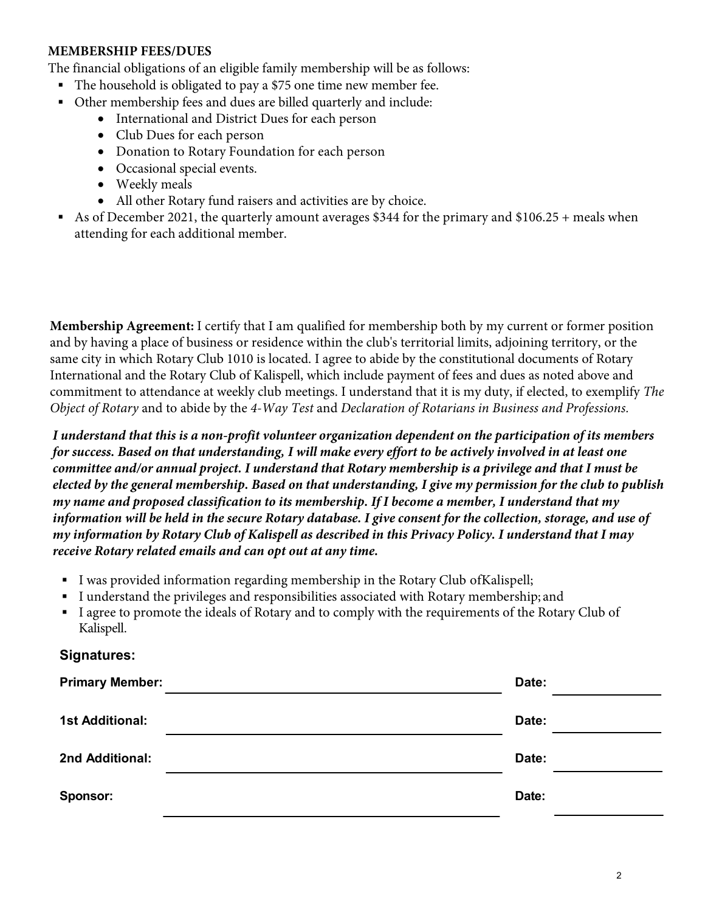**MEMBERSHIP FEES/DUES**

The financial obligations of an eligible family membership will be as follows:

- The household is obligated to pay a $75 one time new member fee.
- Other membership fees and dues are billed quarterly and include:
  - International and District Dues for each person
  - Club Dues for each person
  - Donation to Rotary Foundation for each person
  - Occasional special events.
  - Weekly meals
  - All other Rotary fund raisers and activities are by choice.
- As of December 2021, the quarterly amount averages $344 for the primary and $106.25 + meals when attending for each additional member.

**Membership Agreement:** I certify that I am qualified for membership both by my current or former position and by having a place of business or residence within the club's territorial limits, adjoining territory, or the same city in which Rotary Club 1010 is located. I agree to abide by the constitutional documents of Rotary International and the Rotary Club of Kalispell, which include payment of fees and dues as noted above and commitment to attendance at weekly club meetings. I understand that it is my duty, if elected, to exemplify *The Object of Rotary* and to abide by the *4-Way Test* and *Declaration of Rotarians in Business and Professions.*

***I understand that this is a non-profit volunteer organization dependent on the participation of its members for success. Based on that understanding, I will make every effort to be actively involved in at least one committee and/or annual project. I understand that Rotary membership is a privilege and that I must be elected by the general membership. Based on that understanding, I give my permission for the club to publish my name and proposed classification to its membership. If I become a member, I understand that my information will be held in the secure Rotary database. I give consent for the collection, storage, and use of my information by Rotary Club of Kalispell as described in this Privacy Policy. I understand that I may receive Rotary related emails and can opt out at any time.***

- I was provided information regarding membership in the Rotary Club ofKalispell;
- I understand the privileges and responsibilities associated with Rotary membership; and
- I agree to promote the ideals of Rotary and to comply with the requirements of the Rotary Club of Kalispell.

**Signatures:**

**Primary Member:** ______________________________ **Date:** ______________

**1st Additional:** ______________________________ **Date:** ______________

**2nd Additional:** ______________________________ **Date:** ______________

**Sponsor:** ______________________________ **Date:** ______________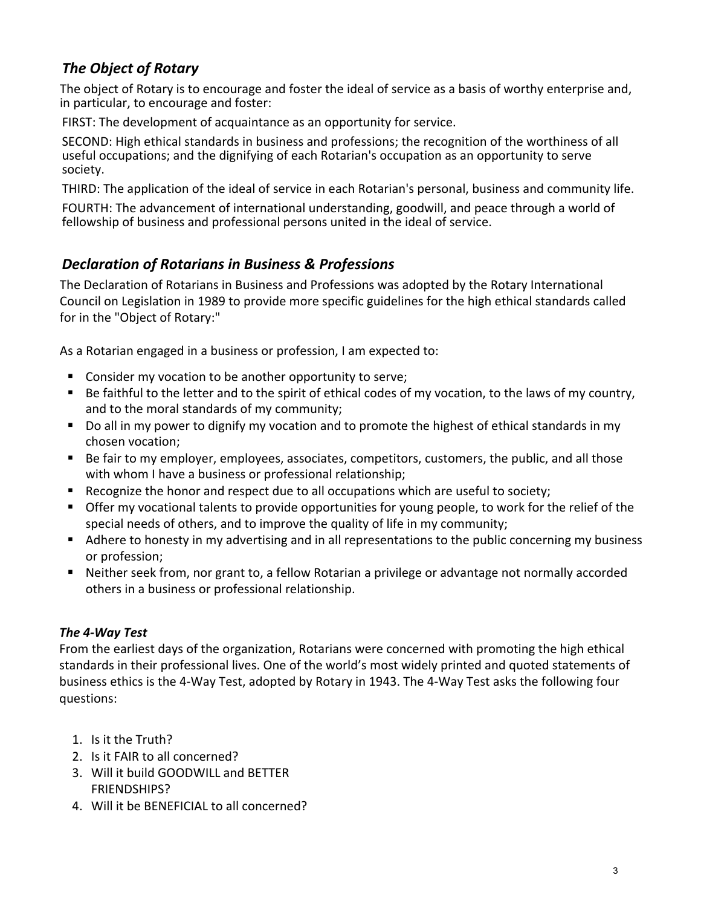## *The Object of Rotary*

The object of Rotary is to encourage and foster the ideal of service as a basis of worthy enterprise and, in particular, to encourage and foster:

FIRST: The development of acquaintance as an opportunity for service.

SECOND: High ethical standards in business and professions; the recognition of the worthiness of all useful occupations; and the dignifying of each Rotarian's occupation as an opportunity to serve society.

THIRD: The application of the ideal of service in each Rotarian's personal, business and community life.

FOURTH: The advancement of international understanding, goodwill, and peace through a world of fellowship of business and professional persons united in the ideal of service.

## *Declaration of Rotarians in Business & Professions*

The Declaration of Rotarians in Business and Professions was adopted by the Rotary International Council on Legislation in 1989 to provide more specific guidelines for the high ethical standards called for in the "Object of Rotary:"

As a Rotarian engaged in a business or profession, I am expected to:

- Consider my vocation to be another opportunity to serve;
- Be faithful to the letter and to the spirit of ethical codes of my vocation, to the laws of my country, and to the moral standards of my community;
- Do all in my power to dignify my vocation and to promote the highest of ethical standards in my chosen vocation;
- Be fair to my employer, employees, associates, competitors, customers, the public, and all those with whom I have a business or professional relationship;
- Recognize the honor and respect due to all occupations which are useful to society;
- Offer my vocational talents to provide opportunities for young people, to work for the relief of the special needs of others, and to improve the quality of life in my community;
- Adhere to honesty in my advertising and in all representations to the public concerning my business or profession;
- Neither seek from, nor grant to, a fellow Rotarian a privilege or advantage not normally accorded others in a business or professional relationship.

### ***The 4-Way Test***

From the earliest days of the organization, Rotarians were concerned with promoting the high ethical standards in their professional lives. One of the world's most widely printed and quoted statements of business ethics is the 4-Way Test, adopted by Rotary in 1943. The 4-Way Test asks the following four questions:

1. Is it the Truth?
2. Is it FAIR to all concerned?
3. Will it build GOODWILL and BETTER FRIENDSHIPS?
4. Will it be BENEFICIAL to all concerned?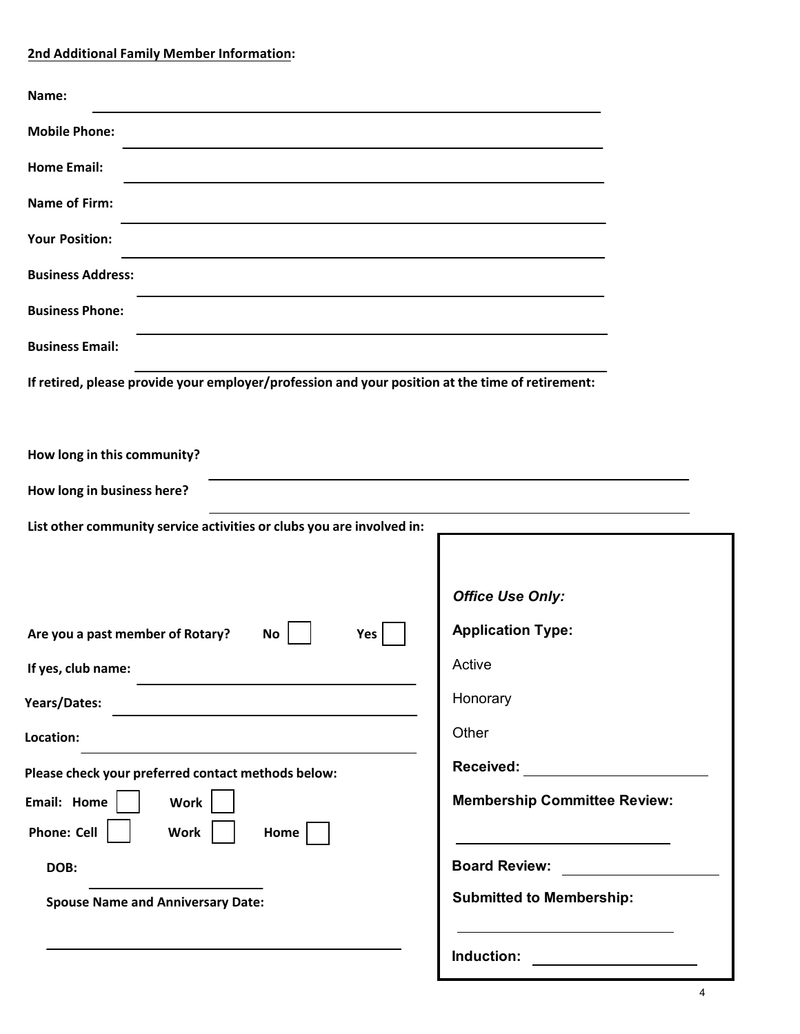**2nd Additional Family Member Information:**

**Name:** \_\_\_\_\_\_\_\_\_\_\_\_\_\_\_\_\_\_\_\_\_\_\_\_\_\_\_\_\_\_\_\_\_\_\_\_\_\_\_\_

**Mobile Phone:** \_\_\_\_\_\_\_\_\_\_\_\_\_\_\_\_\_\_\_\_\_\_\_\_\_\_\_\_\_\_\_\_\_\_\_\_\_\_\_\_

**Home Email:** \_\_\_\_\_\_\_\_\_\_\_\_\_\_\_\_\_\_\_\_\_\_\_\_\_\_\_\_\_\_\_\_\_\_\_\_\_\_\_\_

**Name of Firm:** \_\_\_\_\_\_\_\_\_\_\_\_\_\_\_\_\_\_\_\_\_\_\_\_\_\_\_\_\_\_\_\_\_\_\_\_\_\_\_\_

**Your Position:** \_\_\_\_\_\_\_\_\_\_\_\_\_\_\_\_\_\_\_\_\_\_\_\_\_\_\_\_\_\_\_\_\_\_\_\_\_\_\_\_

**Business Address:** \_\_\_\_\_\_\_\_\_\_\_\_\_\_\_\_\_\_\_\_\_\_\_\_\_\_\_\_\_\_\_\_\_\_\_\_\_\_\_\_

**Business Phone:** \_\_\_\_\_\_\_\_\_\_\_\_\_\_\_\_\_\_\_\_\_\_\_\_\_\_\_\_\_\_\_\_\_\_\_\_\_\_\_\_

**Business Email:** \_\_\_\_\_\_\_\_\_\_\_\_\_\_\_\_\_\_\_\_\_\_\_\_\_\_\_\_\_\_\_\_\_\_\_\_\_\_\_\_

**If retired, please provide your employer/profession and your position at the time of retirement:**

**How long in this community?** \_\_\_\_\_\_\_\_\_\_\_\_\_\_\_\_\_\_\_\_\_\_\_\_\_\_\_\_\_\_\_\_\_\_\_\_\_\_\_\_

**How long in business here?** \_\_\_\_\_\_\_\_\_\_\_\_\_\_\_\_\_\_\_\_\_\_\_\_\_\_\_\_\_\_\_\_\_\_\_\_\_\_\_\_

**List other community service activities or clubs you are involved in:**

**Are you a past member of Rotary?** **No** ☐ **Yes** ☐

**If yes, club name:** \_\_\_\_\_\_\_\_\_\_\_\_\_\_\_\_\_\_\_\_\_\_\_\_\_\_\_\_\_\_

**Years/Dates:** \_\_\_\_\_\_\_\_\_\_\_\_\_\_\_\_\_\_\_\_\_\_\_\_\_\_\_\_\_\_

**Location:** \_\_\_\_\_\_\_\_\_\_\_\_\_\_\_\_\_\_\_\_\_\_\_\_\_\_\_\_\_\_

**Please check your preferred contact methods below:**

**Email: Home** ☐ **Work** ☐

**Phone: Cell** ☐ **Work** ☐ **Home** ☐

**DOB:** \_\_\_\_\_\_\_\_\_\_\_\_\_\_\_\_\_\_\_\_

**Spouse Name and Anniversary Date:**

\_\_\_\_\_\_\_\_\_\_\_\_\_\_\_\_\_\_\_\_\_\_\_\_\_\_\_\_\_\_\_\_\_\_\_\_\_\_\_\_

***Office Use Only:***

**Application Type:**

Active

Honorary

Other

**Received:** \_\_\_\_\_\_\_\_\_\_\_\_\_\_\_\_\_\_\_\_

**Membership Committee Review:**

\_\_\_\_\_\_\_\_\_\_\_\_\_\_\_\_\_\_\_\_\_\_\_\_\_\_\_\_\_\_

**Board Review:** \_\_\_\_\_\_\_\_\_\_\_\_\_\_\_\_\_\_\_\_

**Submitted to Membership:**

\_\_\_\_\_\_\_\_\_\_\_\_\_\_\_\_\_\_\_\_\_\_\_\_\_\_\_\_\_\_

**Induction:** \_\_\_\_\_\_\_\_\_\_\_\_\_\_\_\_\_\_\_\_